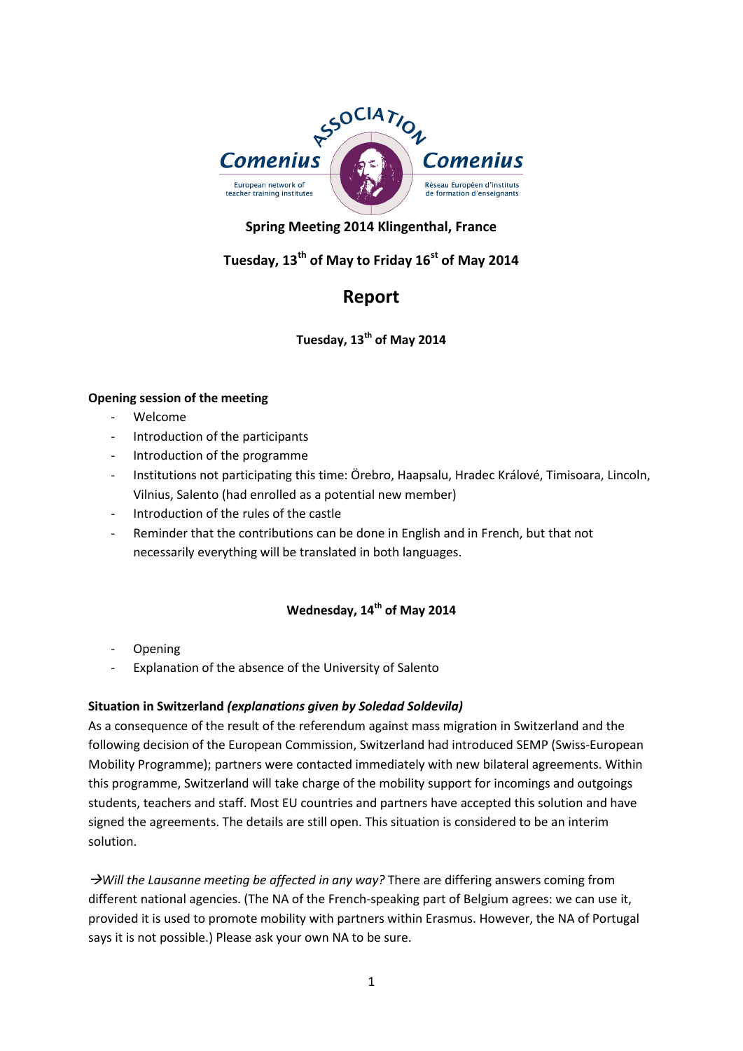Association Comenius

European network of teacher training institutes

Réseau Européen d'instituts de formation d'enseignants

**Spring Meeting 2014 Klingenthal, France**

**Tuesday, 13th of May to Friday 16st of May 2014**

# Report

**Tuesday, 13th of May 2014**

**Opening session of the meeting**

- Welcome
- Introduction of the participants
- Introduction of the programme
- Institutions not participating this time: Örebro, Haapsalu, Hradec Králové, Timisoara, Lincoln, Vilnius, Salento (had enrolled as a potential new member)
- Introduction of the rules of the castle
- Reminder that the contributions can be done in English and in French, but that not necessarily everything will be translated in both languages.

**Wednesday, 14th of May 2014**

- Opening
- Explanation of the absence of the University of Salento

**Situation in Switzerland *(explanations given by Soledad Soldevila)***

As a consequence of the result of the referendum against mass migration in Switzerland and the following decision of the European Commission, Switzerland had introduced SEMP (Swiss-European Mobility Programme); partners were contacted immediately with new bilateral agreements. Within this programme, Switzerland will take charge of the mobility support for incomings and outgoings students, teachers and staff. Most EU countries and partners have accepted this solution and have signed the agreements. The details are still open. This situation is considered to be an interim solution.

→*Will the Lausanne meeting be affected in any way?* There are differing answers coming from different national agencies. (The NA of the French-speaking part of Belgium agrees: we can use it, provided it is used to promote mobility with partners within Erasmus. However, the NA of Portugal says it is not possible.) Please ask your own NA to be sure.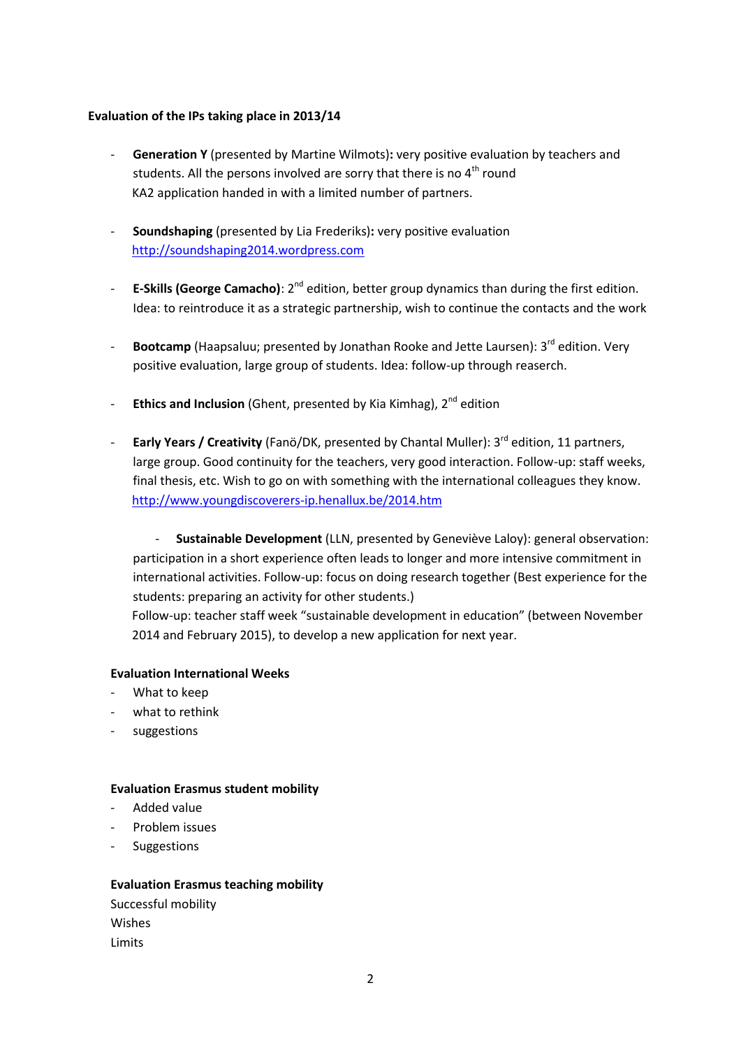**Evaluation of the IPs taking place in 2013/14**

- **Generation Y** (presented by Martine Wilmots)**:** very positive evaluation by teachers and students. All the persons involved are sorry that there is no 4th round
  KA2 application handed in with a limited number of partners.

- **Soundshaping** (presented by Lia Frederiks)**:** very positive evaluation
  http://soundshaping2014.wordpress.com

- **E-Skills (George Camacho)**: 2nd edition, better group dynamics than during the first edition. Idea: to reintroduce it as a strategic partnership, wish to continue the contacts and the work

- **Bootcamp** (Haapsaluu; presented by Jonathan Rooke and Jette Laursen): 3rd edition. Very positive evaluation, large group of students. Idea: follow-up through reaserch.

- **Ethics and Inclusion** (Ghent, presented by Kia Kimhag), 2nd edition

- **Early Years / Creativity** (Fanö/DK, presented by Chantal Muller): 3rd edition, 11 partners, large group. Good continuity for the teachers, very good interaction. Follow-up: staff weeks, final thesis, etc. Wish to go on with something with the international colleagues they know.
  http://www.youngdiscoverers-ip.henallux.be/2014.htm

- **Sustainable Development** (LLN, presented by Geneviève Laloy): general observation: participation in a short experience often leads to longer and more intensive commitment in international activities. Follow-up: focus on doing research together (Best experience for the students: preparing an activity for other students.)
  Follow-up: teacher staff week "sustainable development in education" (between November 2014 and February 2015), to develop a new application for next year.

**Evaluation International Weeks**

- What to keep
- what to rethink
- suggestions

**Evaluation Erasmus student mobility**

- Added value
- Problem issues
- Suggestions

**Evaluation Erasmus teaching mobility**

Successful mobility
Wishes
Limits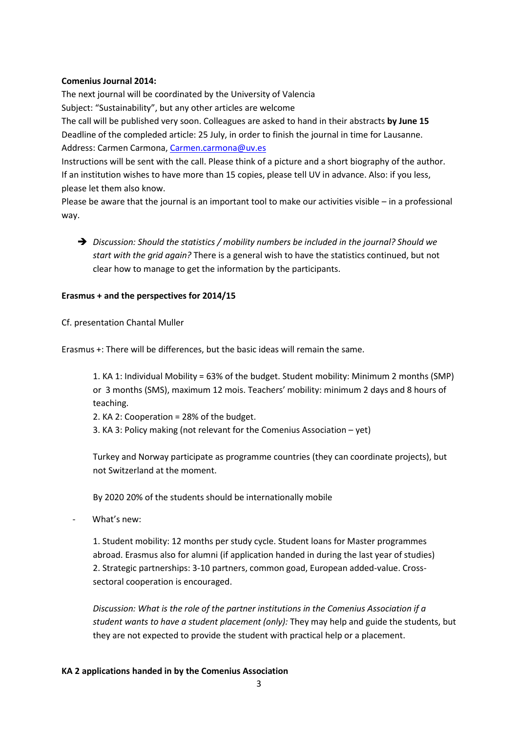**Comenius Journal 2014:**

The next journal will be coordinated by the University of Valencia
Subject: "Sustainability", but any other articles are welcome
The call will be published very soon. Colleagues are asked to hand in their abstracts **by June 15**
Deadline of the compleded article: 25 July, in order to finish the journal in time for Lausanne.
Address: Carmen Carmona, Carmen.carmona@uv.es
Instructions will be sent with the call. Please think of a picture and a short biography of the author.
If an institution wishes to have more than 15 copies, please tell UV in advance. Also: if you less, please let them also know.
Please be aware that the journal is an important tool to make our activities visible – in a professional way.

➔ *Discussion: Should the statistics / mobility numbers be included in the journal? Should we start with the grid again?* There is a general wish to have the statistics continued, but not clear how to manage to get the information by the participants.

**Erasmus + and the perspectives for 2014/15**

Cf. presentation Chantal Muller

Erasmus +: There will be differences, but the basic ideas will remain the same.

1. KA 1: Individual Mobility = 63% of the budget. Student mobility: Minimum 2 months (SMP) or 3 months (SMS), maximum 12 mois. Teachers' mobility: minimum 2 days and 8 hours of teaching.
2. KA 2: Cooperation = 28% of the budget.
3. KA 3: Policy making (not relevant for the Comenius Association – yet)

Turkey and Norway participate as programme countries (they can coordinate projects), but not Switzerland at the moment.

By 2020 20% of the students should be internationally mobile

- What's new:

1. Student mobility: 12 months per study cycle. Student loans for Master programmes abroad. Erasmus also for alumni (if application handed in during the last year of studies)
2. Strategic partnerships: 3-10 partners, common goad, European added-value. Cross-sectoral cooperation is encouraged.

*Discussion: What is the role of the partner institutions in the Comenius Association if a student wants to have a student placement (only):* They may help and guide the students, but they are not expected to provide the student with practical help or a placement.

**KA 2 applications handed in by the Comenius Association**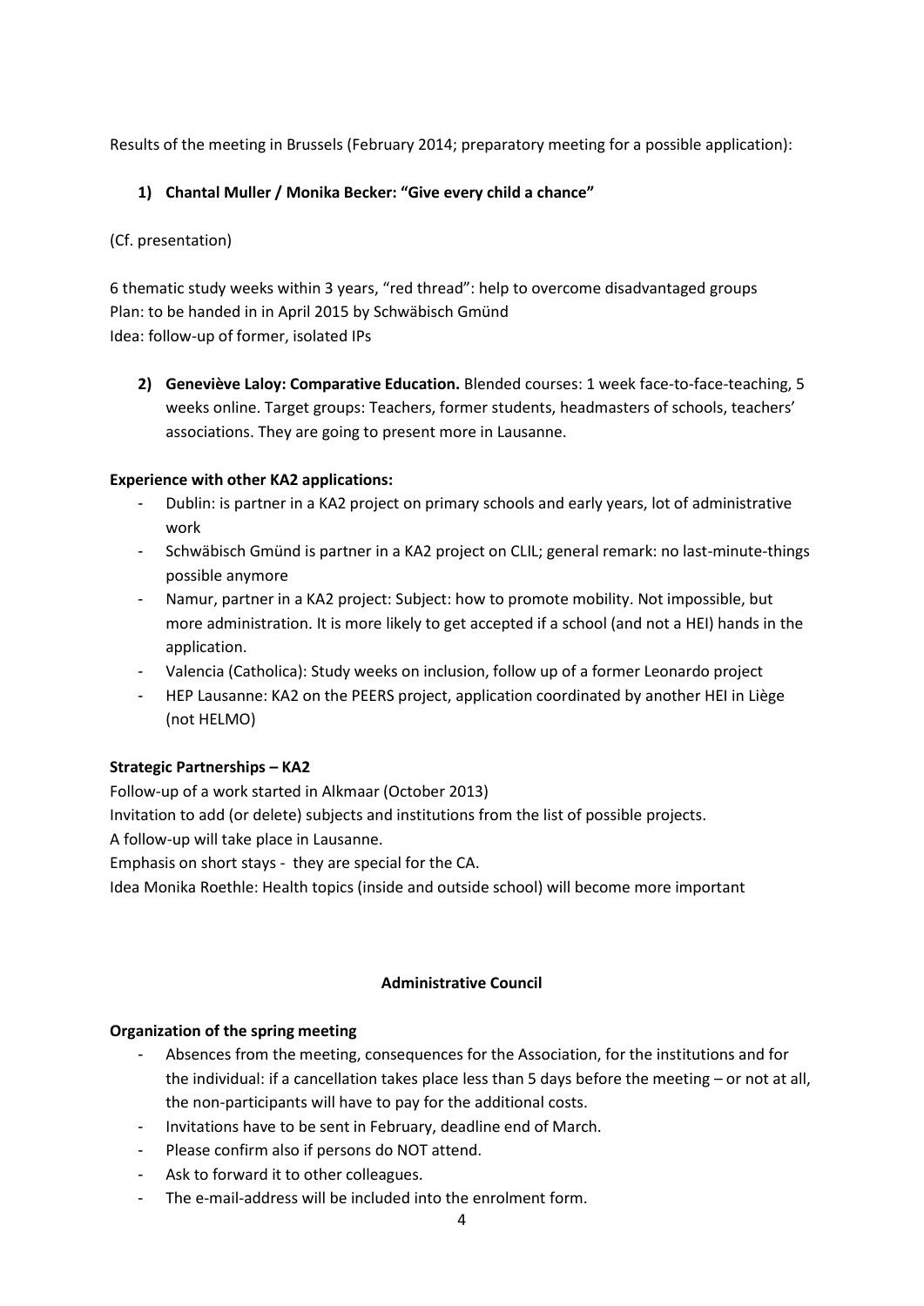Results of the meeting in Brussels (February 2014; preparatory meeting for a possible application):

1) **Chantal Muller / Monika Becker: "Give every child a chance"**

(Cf. presentation)

6 thematic study weeks within 3 years, "red thread": help to overcome disadvantaged groups
Plan: to be handed in in April 2015 by Schwäbisch Gmünd
Idea: follow-up of former, isolated IPs

2) **Geneviève Laloy: Comparative Education.** Blended courses: 1 week face-to-face-teaching, 5 weeks online. Target groups: Teachers, former students, headmasters of schools, teachers' associations. They are going to present more in Lausanne.

**Experience with other KA2 applications:**

- Dublin: is partner in a KA2 project on primary schools and early years, lot of administrative work
- Schwäbisch Gmünd is partner in a KA2 project on CLIL; general remark: no last-minute-things possible anymore
- Namur, partner in a KA2 project: Subject: how to promote mobility. Not impossible, but more administration. It is more likely to get accepted if a school (and not a HEI) hands in the application.
- Valencia (Catholica): Study weeks on inclusion, follow up of a former Leonardo project
- HEP Lausanne: KA2 on the PEERS project, application coordinated by another HEI in Liège (not HELMO)

**Strategic Partnerships – KA2**

Follow-up of a work started in Alkmaar (October 2013)
Invitation to add (or delete) subjects and institutions from the list of possible projects.
A follow-up will take place in Lausanne.
Emphasis on short stays - they are special for the CA.
Idea Monika Roethle: Health topics (inside and outside school) will become more important

**Administrative Council**

**Organization of the spring meeting**

- Absences from the meeting, consequences for the Association, for the institutions and for the individual: if a cancellation takes place less than 5 days before the meeting – or not at all, the non-participants will have to pay for the additional costs.
- Invitations have to be sent in February, deadline end of March.
- Please confirm also if persons do NOT attend.
- Ask to forward it to other colleagues.
- The e-mail-address will be included into the enrolment form.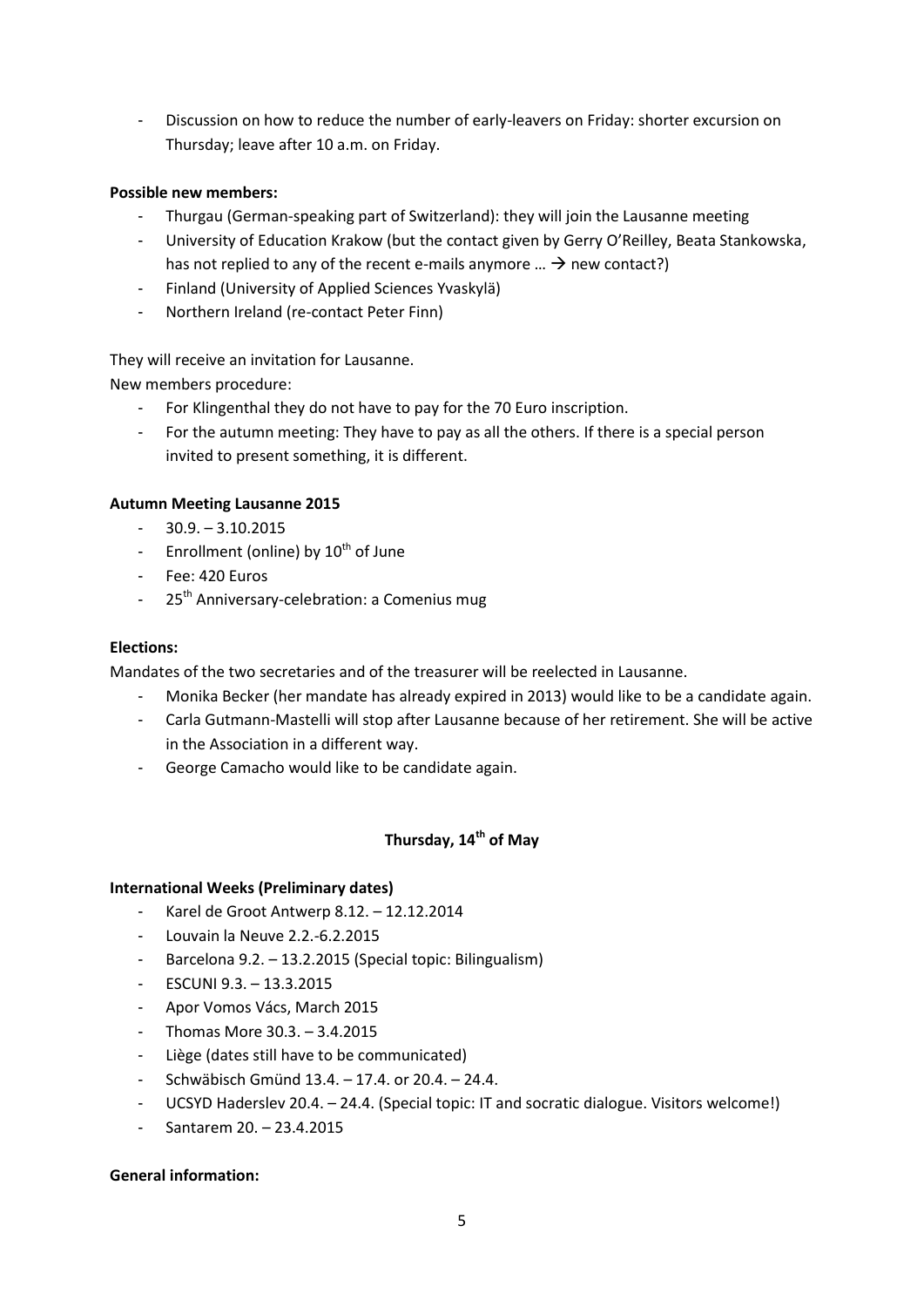- Discussion on how to reduce the number of early-leavers on Friday: shorter excursion on Thursday; leave after 10 a.m. on Friday.

**Possible new members:**

- Thurgau (German-speaking part of Switzerland): they will join the Lausanne meeting
- University of Education Krakow (but the contact given by Gerry O'Reilley, Beata Stankowska, has not replied to any of the recent e-mails anymore … → new contact?)
- Finland (University of Applied Sciences Yvaskylä)
- Northern Ireland (re-contact Peter Finn)

They will receive an invitation for Lausanne.

New members procedure:

- For Klingenthal they do not have to pay for the 70 Euro inscription.
- For the autumn meeting: They have to pay as all the others. If there is a special person invited to present something, it is different.

**Autumn Meeting Lausanne 2015**

- 30.9. – 3.10.2015
- Enrollment (online) by 10th of June
- Fee: 420 Euros
- 25th Anniversary-celebration: a Comenius mug

**Elections:**

Mandates of the two secretaries and of the treasurer will be reelected in Lausanne.

- Monika Becker (her mandate has already expired in 2013) would like to be a candidate again.
- Carla Gutmann-Mastelli will stop after Lausanne because of her retirement. She will be active in the Association in a different way.
- George Camacho would like to be candidate again.

## Thursday, 14th of May

**International Weeks (Preliminary dates)**

- Karel de Groot Antwerp 8.12. – 12.12.2014
- Louvain la Neuve 2.2.-6.2.2015
- Barcelona 9.2. – 13.2.2015 (Special topic: Bilingualism)
- ESCUNI 9.3. – 13.3.2015
- Apor Vomos Vács, March 2015
- Thomas More 30.3. – 3.4.2015
- Liège (dates still have to be communicated)
- Schwäbisch Gmünd 13.4. – 17.4. or 20.4. – 24.4.
- UCSYD Haderslev 20.4. – 24.4. (Special topic: IT and socratic dialogue. Visitors welcome!)
- Santarem 20. – 23.4.2015

**General information:**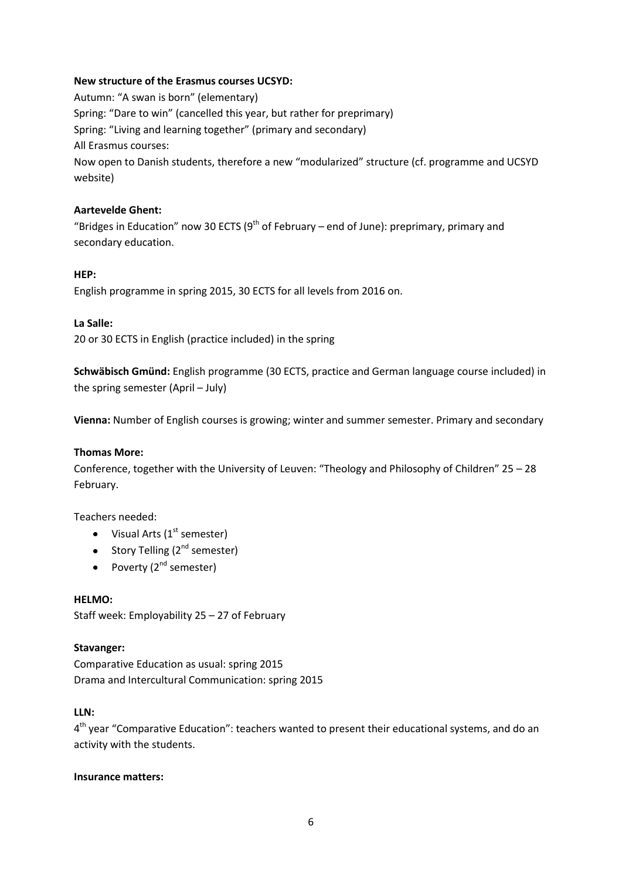**New structure of the Erasmus courses UCSYD:**

Autumn: "A swan is born" (elementary)
Spring: "Dare to win" (cancelled this year, but rather for preprimary)
Spring: "Living and learning together" (primary and secondary)
All Erasmus courses:
Now open to Danish students, therefore a new "modularized" structure (cf. programme and UCSYD website)

**Aartevelde Ghent:**

"Bridges in Education" now 30 ECTS (9th of February – end of June): preprimary, primary and secondary education.

**HEP:**

English programme in spring 2015, 30 ECTS for all levels from 2016 on.

**La Salle:**

20 or 30 ECTS in English (practice included) in the spring

**Schwäbisch Gmünd:** English programme (30 ECTS, practice and German language course included) in the spring semester (April – July)

**Vienna:** Number of English courses is growing; winter and summer semester. Primary and secondary

**Thomas More:**

Conference, together with the University of Leuven: "Theology and Philosophy of Children" 25 – 28 February.

Teachers needed:

- Visual Arts (1st semester)
- Story Telling (2nd semester)
- Poverty (2nd semester)

**HELMO:**

Staff week: Employability 25 – 27 of February

**Stavanger:**

Comparative Education as usual: spring 2015
Drama and Intercultural Communication: spring 2015

**LLN:**

4th year "Comparative Education": teachers wanted to present their educational systems, and do an activity with the students.

**Insurance matters:**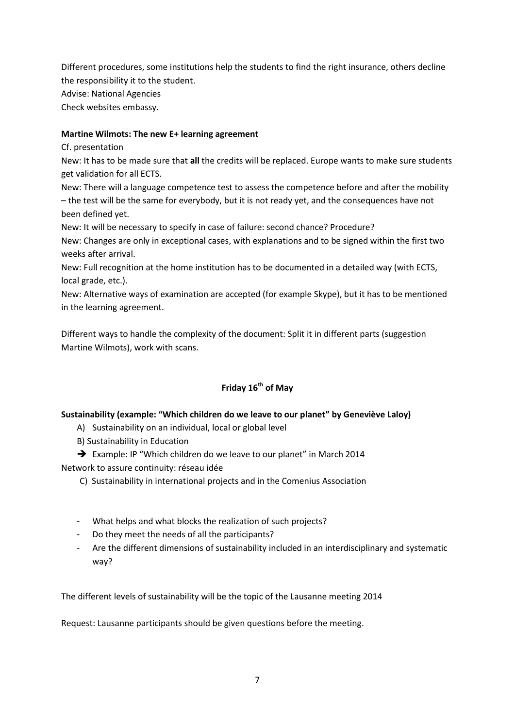Different procedures, some institutions help the students to find the right insurance, others decline the responsibility it to the student.
Advise: National Agencies
Check websites embassy.

**Martine Wilmots: The new E+ learning agreement**

Cf. presentation

New: It has to be made sure that **all** the credits will be replaced. Europe wants to make sure students get validation for all ECTS.

New: There will a language competence test to assess the competence before and after the mobility – the test will be the same for everybody, but it is not ready yet, and the consequences have not been defined yet.

New: It will be necessary to specify in case of failure: second chance? Procedure?

New: Changes are only in exceptional cases, with explanations and to be signed within the first two weeks after arrival.

New: Full recognition at the home institution has to be documented in a detailed way (with ECTS, local grade, etc.).

New: Alternative ways of examination are accepted (for example Skype), but it has to be mentioned in the learning agreement.

Different ways to handle the complexity of the document: Split it in different parts (suggestion Martine Wilmots), work with scans.

## Friday 16th of May

**Sustainability (example: "Which children do we leave to our planet" by Geneviève Laloy)**

A) Sustainability on an individual, local or global level

B) Sustainability in Education

→ Example: IP "Which children do we leave to our planet" in March 2014

Network to assure continuity: réseau idée

C) Sustainability in international projects and in the Comenius Association

- What helps and what blocks the realization of such projects?
- Do they meet the needs of all the participants?
- Are the different dimensions of sustainability included in an interdisciplinary and systematic way?

The different levels of sustainability will be the topic of the Lausanne meeting 2014

Request: Lausanne participants should be given questions before the meeting.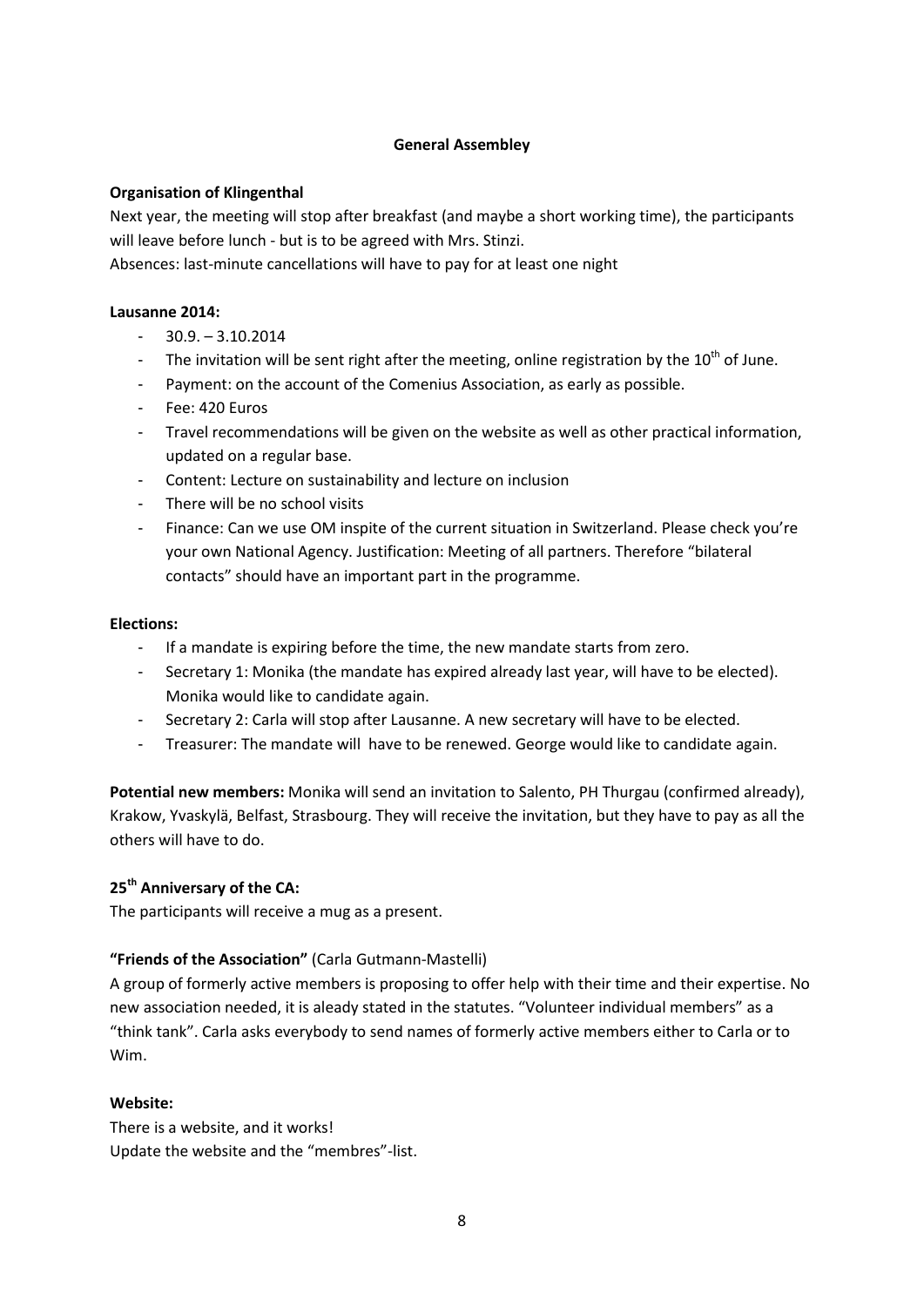## General Assembley

**Organisation of Klingenthal**

Next year, the meeting will stop after breakfast (and maybe a short working time), the participants will leave before lunch - but is to be agreed with Mrs. Stinzi.

Absences: last-minute cancellations will have to pay for at least one night

**Lausanne 2014:**

- 30.9. – 3.10.2014
- The invitation will be sent right after the meeting, online registration by the 10th of June.
- Payment: on the account of the Comenius Association, as early as possible.
- Fee: 420 Euros
- Travel recommendations will be given on the website as well as other practical information, updated on a regular base.
- Content: Lecture on sustainability and lecture on inclusion
- There will be no school visits
- Finance: Can we use OM inspite of the current situation in Switzerland. Please check you're your own National Agency. Justification: Meeting of all partners. Therefore "bilateral contacts" should have an important part in the programme.

**Elections:**

- If a mandate is expiring before the time, the new mandate starts from zero.
- Secretary 1: Monika (the mandate has expired already last year, will have to be elected). Monika would like to candidate again.
- Secretary 2: Carla will stop after Lausanne. A new secretary will have to be elected.
- Treasurer: The mandate will have to be renewed. George would like to candidate again.

**Potential new members:** Monika will send an invitation to Salento, PH Thurgau (confirmed already), Krakow, Yvaskylä, Belfast, Strasbourg. They will receive the invitation, but they have to pay as all the others will have to do.

**25th Anniversary of the CA:**

The participants will receive a mug as a present.

**"Friends of the Association"** (Carla Gutmann-Mastelli)

A group of formerly active members is proposing to offer help with their time and their expertise. No new association needed, it is aleady stated in the statutes. "Volunteer individual members" as a "think tank". Carla asks everybody to send names of formerly active members either to Carla or to Wim.

**Website:**

There is a website, and it works!

Update the website and the "membres"-list.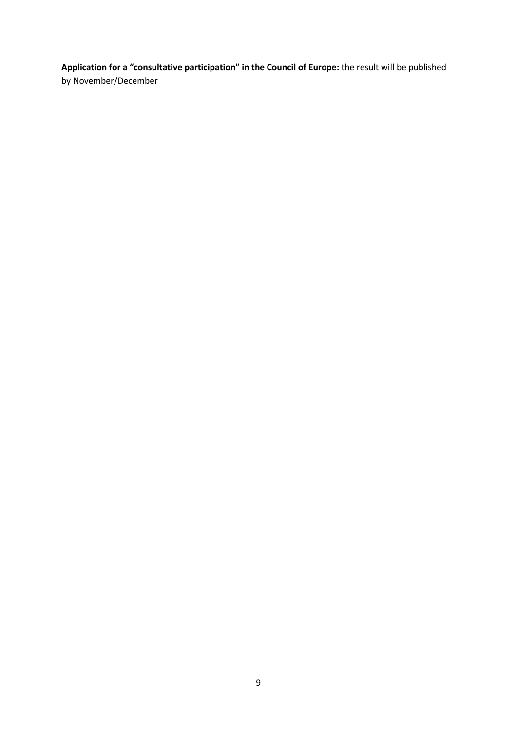**Application for a "consultative participation" in the Council of Europe:** the result will be published by November/December